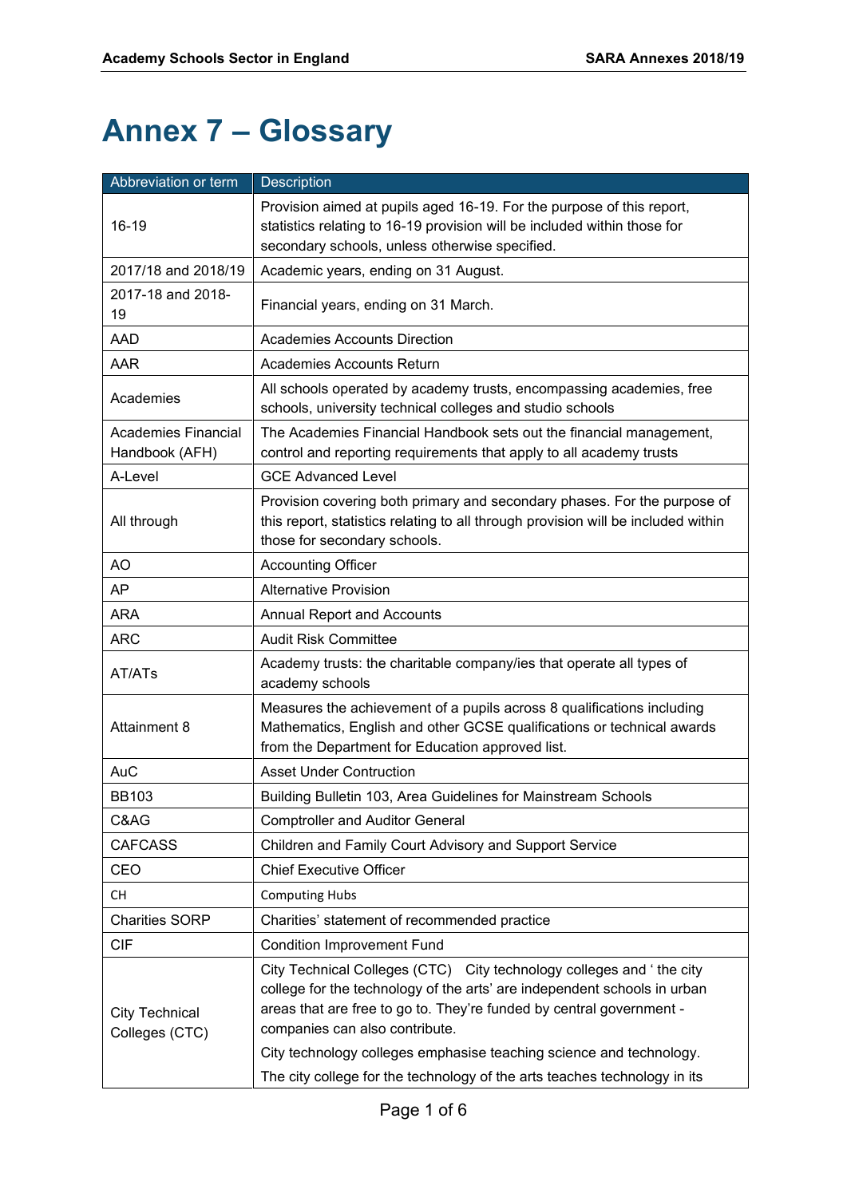# Annex 7 – Glossary

| Abbreviation or term | Description |
|---|---|
| 16-19 | Provision aimed at pupils aged 16-19. For the purpose of this report, statistics relating to 16-19 provision will be included within those for secondary schools, unless otherwise specified. |
| 2017/18 and 2018/19 | Academic years, ending on 31 August. |
| 2017-18 and 2018-19 | Financial years, ending on 31 March. |
| AAD | Academies Accounts Direction |
| AAR | Academies Accounts Return |
| Academies | All schools operated by academy trusts, encompassing academies, free schools, university technical colleges and studio schools |
| Academies Financial Handbook (AFH) | The Academies Financial Handbook sets out the financial management, control and reporting requirements that apply to all academy trusts |
| A-Level | GCE Advanced Level |
| All through | Provision covering both primary and secondary phases. For the purpose of this report, statistics relating to all through provision will be included within those for secondary schools. |
| AO | Accounting Officer |
| AP | Alternative Provision |
| ARA | Annual Report and Accounts |
| ARC | Audit Risk Committee |
| AT/ATs | Academy trusts: the charitable company/ies that operate all types of academy schools |
| Attainment 8 | Measures the achievement of a pupils across 8 qualifications including Mathematics, English and other GCSE qualifications or technical awards from the Department for Education approved list. |
| AuC | Asset Under Contruction |
| BB103 | Building Bulletin 103, Area Guidelines for Mainstream Schools |
| C&AG | Comptroller and Auditor General |
| CAFCASS | Children and Family Court Advisory and Support Service |
| CEO | Chief Executive Officer |
| CH | Computing Hubs |
| Charities SORP | Charities' statement of recommended practice |
| CIF | Condition Improvement Fund |
| City Technical Colleges (CTC) | City Technical Colleges (CTC) City technology colleges and ' the city college for the technology of the arts' are independent schools in urban areas that are free to go to. They're funded by central government - companies can also contribute.<br><br>City technology colleges emphasise teaching science and technology.<br><br>The city college for the technology of the arts teaches technology in its |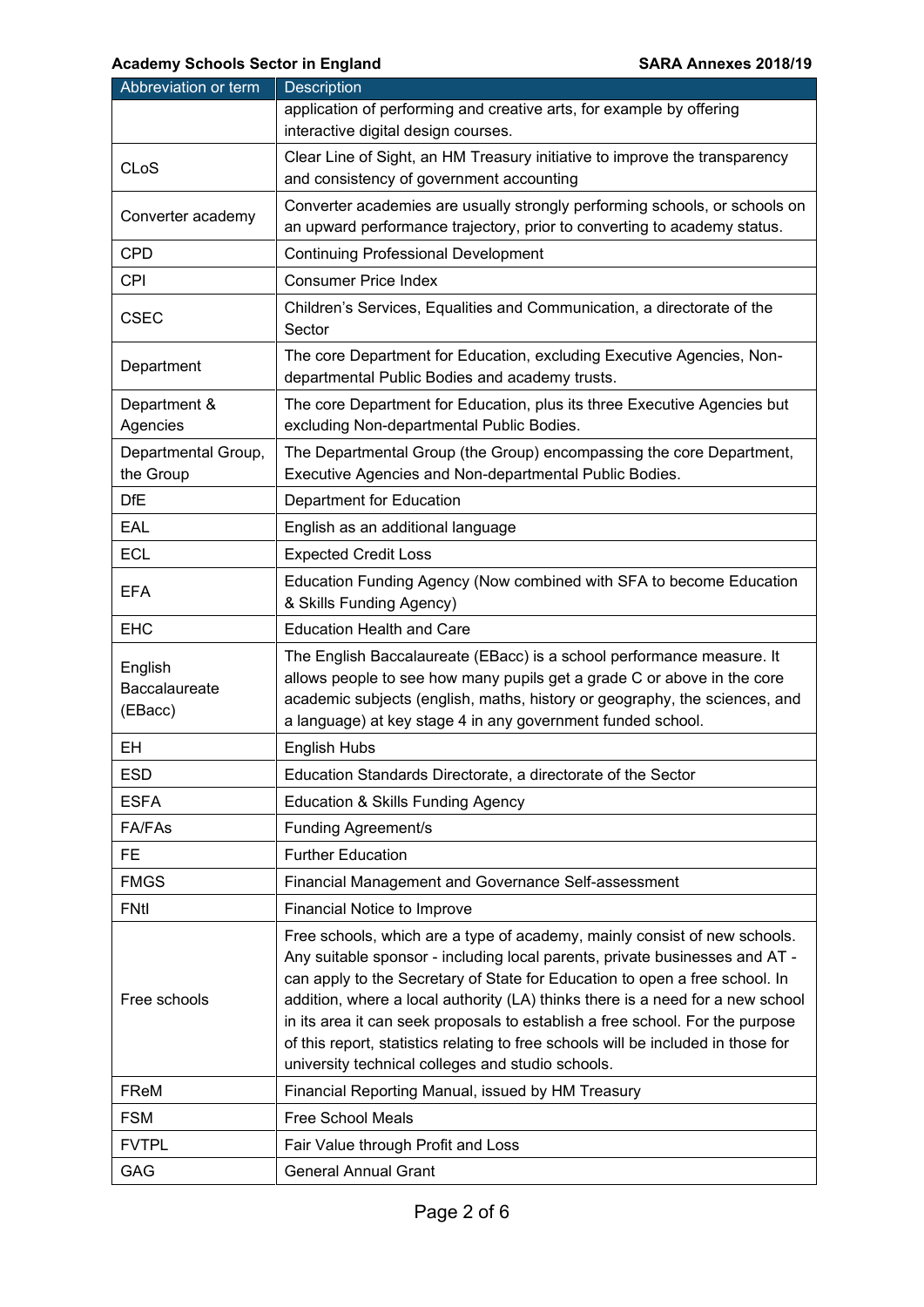| Abbreviation or term | Description |
| --- | --- |
| | application of performing and creative arts, for example by offering interactive digital design courses. |
| CLoS | Clear Line of Sight, an HM Treasury initiative to improve the transparency and consistency of government accounting |
| Converter academy | Converter academies are usually strongly performing schools, or schools on an upward performance trajectory, prior to converting to academy status. |
| CPD | Continuing Professional Development |
| CPI | Consumer Price Index |
| CSEC | Children's Services, Equalities and Communication, a directorate of the Sector |
| Department | The core Department for Education, excluding Executive Agencies, Non-departmental Public Bodies and academy trusts. |
| Department & Agencies | The core Department for Education, plus its three Executive Agencies but excluding Non-departmental Public Bodies. |
| Departmental Group, the Group | The Departmental Group (the Group) encompassing the core Department, Executive Agencies and Non-departmental Public Bodies. |
| DfE | Department for Education |
| EAL | English as an additional language |
| ECL | Expected Credit Loss |
| EFA | Education Funding Agency (Now combined with SFA to become Education & Skills Funding Agency) |
| EHC | Education Health and Care |
| English Baccalaureate (EBacc) | The English Baccalaureate (EBacc) is a school performance measure. It allows people to see how many pupils get a grade C or above in the core academic subjects (english, maths, history or geography, the sciences, and a language) at key stage 4 in any government funded school. |
| EH | English Hubs |
| ESD | Education Standards Directorate, a directorate of the Sector |
| ESFA | Education & Skills Funding Agency |
| FA/FAs | Funding Agreement/s |
| FE | Further Education |
| FMGS | Financial Management and Governance Self-assessment |
| FNtI | Financial Notice to Improve |
| Free schools | Free schools, which are a type of academy, mainly consist of new schools. Any suitable sponsor - including local parents, private businesses and AT - can apply to the Secretary of State for Education to open a free school. In addition, where a local authority (LA) thinks there is a need for a new school in its area it can seek proposals to establish a free school. For the purpose of this report, statistics relating to free schools will be included in those for university technical colleges and studio schools. |
| FReM | Financial Reporting Manual, issued by HM Treasury |
| FSM | Free School Meals |
| FVTPL | Fair Value through Profit and Loss |
| GAG | General Annual Grant |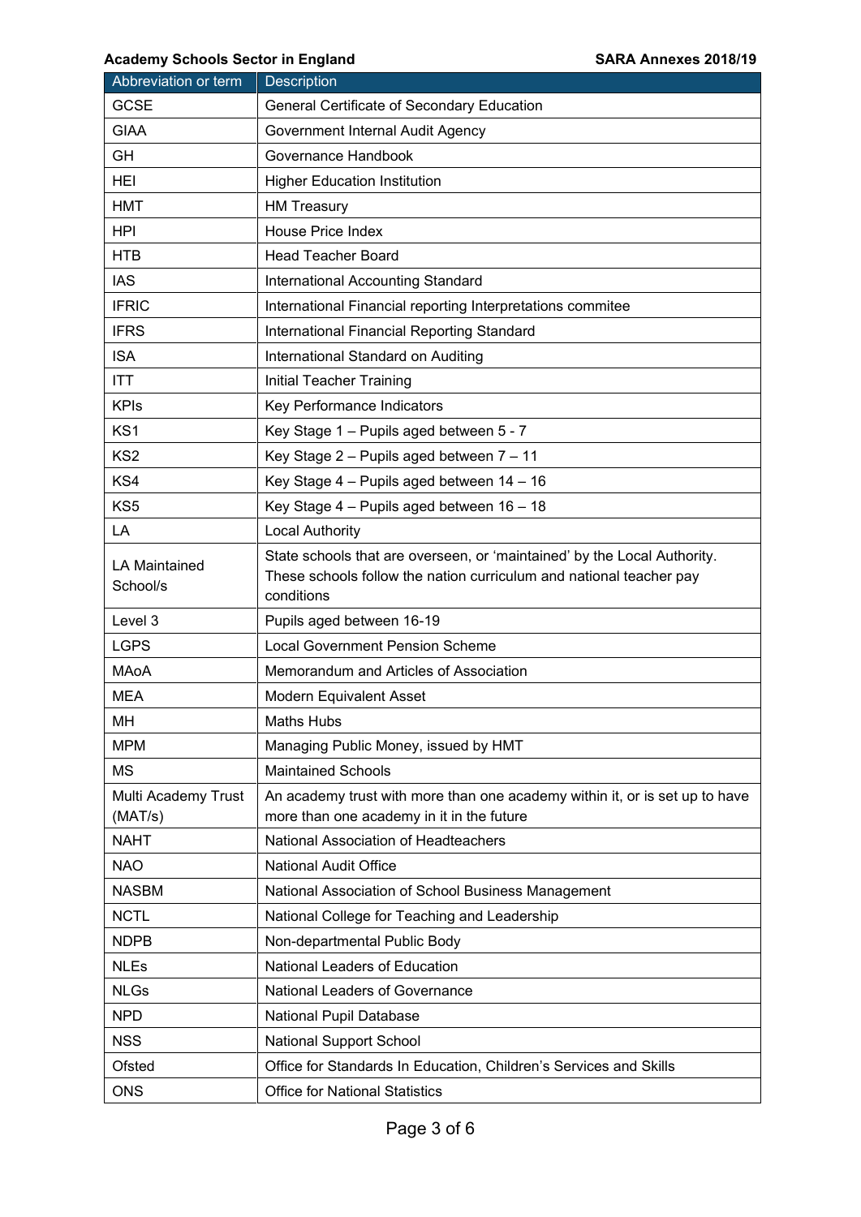| Abbreviation or term | Description |
|---|---|
| GCSE | General Certificate of Secondary Education |
| GIAA | Government Internal Audit Agency |
| GH | Governance Handbook |
| HEI | Higher Education Institution |
| HMT | HM Treasury |
| HPI | House Price Index |
| HTB | Head Teacher Board |
| IAS | International Accounting Standard |
| IFRIC | International Financial reporting Interpretations commitee |
| IFRS | International Financial Reporting Standard |
| ISA | International Standard on Auditing |
| ITT | Initial Teacher Training |
| KPIs | Key Performance Indicators |
| KS1 | Key Stage 1 – Pupils aged between 5 - 7 |
| KS2 | Key Stage 2 – Pupils aged between 7 – 11 |
| KS4 | Key Stage 4 – Pupils aged between 14 – 16 |
| KS5 | Key Stage 4 – Pupils aged between 16 – 18 |
| LA | Local Authority |
| LA Maintained School/s | State schools that are overseen, or 'maintained' by the Local Authority. These schools follow the nation curriculum and national teacher pay conditions |
| Level 3 | Pupils aged between 16-19 |
| LGPS | Local Government Pension Scheme |
| MAoA | Memorandum and Articles of Association |
| MEA | Modern Equivalent Asset |
| MH | Maths Hubs |
| MPM | Managing Public Money, issued by HMT |
| MS | Maintained Schools |
| Multi Academy Trust (MAT/s) | An academy trust with more than one academy within it, or is set up to have more than one academy in it in the future |
| NAHT | National Association of Headteachers |
| NAO | National Audit Office |
| NASBM | National Association of School Business Management |
| NCTL | National College for Teaching and Leadership |
| NDPB | Non-departmental Public Body |
| NLEs | National Leaders of Education |
| NLGs | National Leaders of Governance |
| NPD | National Pupil Database |
| NSS | National Support School |
| Ofsted | Office for Standards In Education, Children's Services and Skills |
| ONS | Office for National Statistics |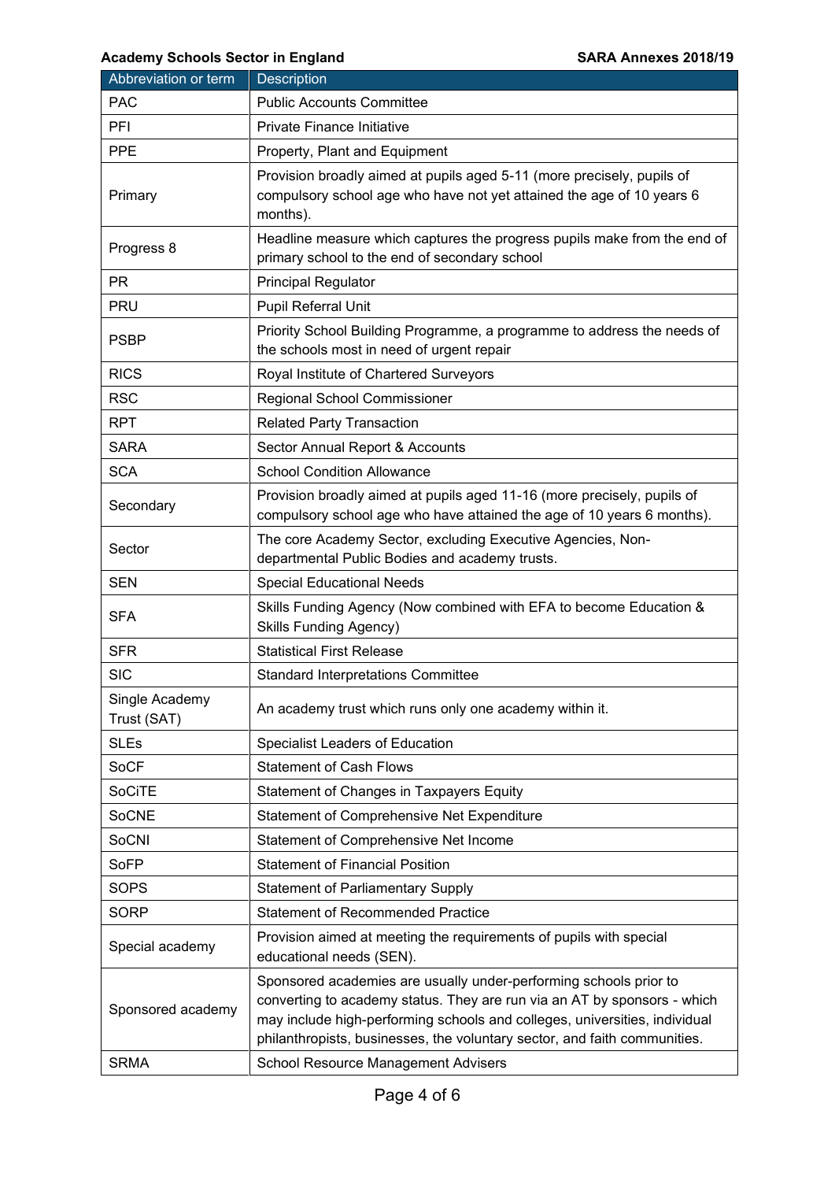| Abbreviation or term | Description |
| --- | --- |
| PAC | Public Accounts Committee |
| PFI | Private Finance Initiative |
| PPE | Property, Plant and Equipment |
| Primary | Provision broadly aimed at pupils aged 5-11 (more precisely, pupils of compulsory school age who have not yet attained the age of 10 years 6 months). |
| Progress 8 | Headline measure which captures the progress pupils make from the end of primary school to the end of secondary school |
| PR | Principal Regulator |
| PRU | Pupil Referral Unit |
| PSBP | Priority School Building Programme, a programme to address the needs of the schools most in need of urgent repair |
| RICS | Royal Institute of Chartered Surveyors |
| RSC | Regional School Commissioner |
| RPT | Related Party Transaction |
| SARA | Sector Annual Report & Accounts |
| SCA | School Condition Allowance |
| Secondary | Provision broadly aimed at pupils aged 11-16 (more precisely, pupils of compulsory school age who have attained the age of 10 years 6 months). |
| Sector | The core Academy Sector, excluding Executive Agencies, Non-departmental Public Bodies and academy trusts. |
| SEN | Special Educational Needs |
| SFA | Skills Funding Agency (Now combined with EFA to become Education & Skills Funding Agency) |
| SFR | Statistical First Release |
| SIC | Standard Interpretations Committee |
| Single Academy Trust (SAT) | An academy trust which runs only one academy within it. |
| SLEs | Specialist Leaders of Education |
| SoCF | Statement of Cash Flows |
| SoCiTE | Statement of Changes in Taxpayers Equity |
| SoCNE | Statement of Comprehensive Net Expenditure |
| SoCNI | Statement of Comprehensive Net Income |
| SoFP | Statement of Financial Position |
| SOPS | Statement of Parliamentary Supply |
| SORP | Statement of Recommended Practice |
| Special academy | Provision aimed at meeting the requirements of pupils with special educational needs (SEN). |
| Sponsored academy | Sponsored academies are usually under-performing schools prior to converting to academy status. They are run via an AT by sponsors - which may include high-performing schools and colleges, universities, individual philanthropists, businesses, the voluntary sector, and faith communities. |
| SRMA | School Resource Management Advisers |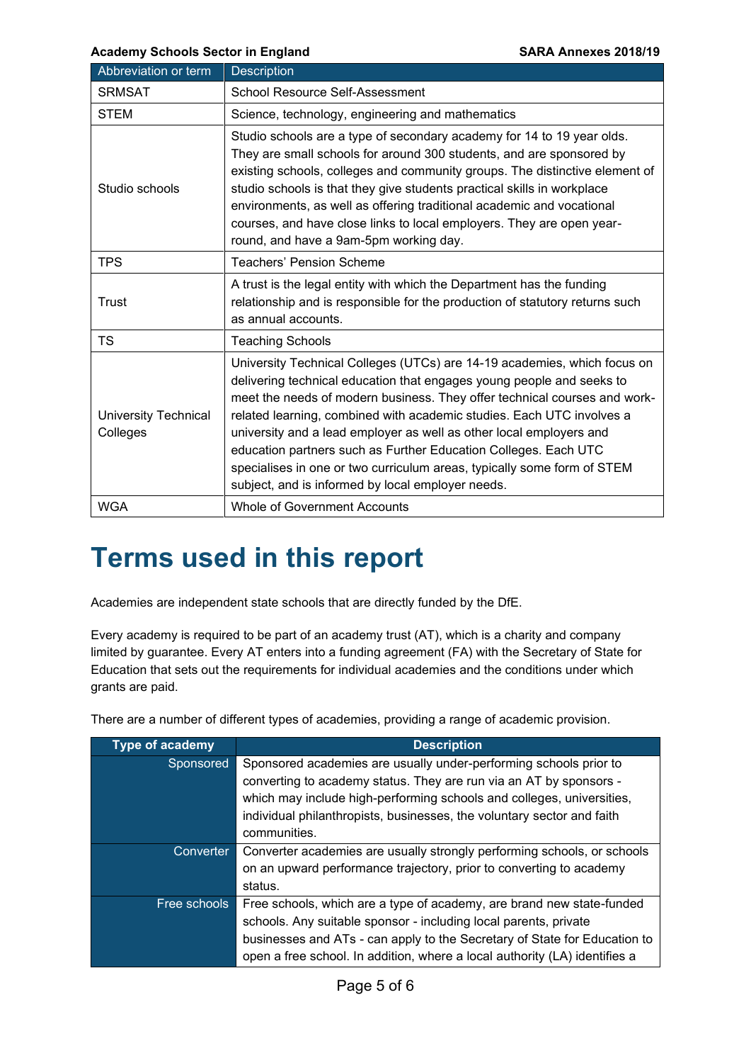| Abbreviation or term | Description |
|---|---|
| SRMSAT | School Resource Self-Assessment |
| STEM | Science, technology, engineering and mathematics |
| Studio schools | Studio schools are a type of secondary academy for 14 to 19 year olds. They are small schools for around 300 students, and are sponsored by existing schools, colleges and community groups. The distinctive element of studio schools is that they give students practical skills in workplace environments, as well as offering traditional academic and vocational courses, and have close links to local employers. They are open year-round, and have a 9am-5pm working day. |
| TPS | Teachers' Pension Scheme |
| Trust | A trust is the legal entity with which the Department has the funding relationship and is responsible for the production of statutory returns such as annual accounts. |
| TS | Teaching Schools |
| University Technical Colleges | University Technical Colleges (UTCs) are 14-19 academies, which focus on delivering technical education that engages young people and seeks to meet the needs of modern business. They offer technical courses and work-related learning, combined with academic studies. Each UTC involves a university and a lead employer as well as other local employers and education partners such as Further Education Colleges. Each UTC specialises in one or two curriculum areas, typically some form of STEM subject, and is informed by local employer needs. |
| WGA | Whole of Government Accounts |

# Terms used in this report

Academies are independent state schools that are directly funded by the DfE.

Every academy is required to be part of an academy trust (AT), which is a charity and company limited by guarantee. Every AT enters into a funding agreement (FA) with the Secretary of State for Education that sets out the requirements for individual academies and the conditions under which grants are paid.

There are a number of different types of academies, providing a range of academic provision.

| Type of academy | Description |
|---|---|
| Sponsored | Sponsored academies are usually under-performing schools prior to converting to academy status. They are run via an AT by sponsors - which may include high-performing schools and colleges, universities, individual philanthropists, businesses, the voluntary sector and faith communities. |
| Converter | Converter academies are usually strongly performing schools, or schools on an upward performance trajectory, prior to converting to academy status. |
| Free schools | Free schools, which are a type of academy, are brand new state-funded schools. Any suitable sponsor - including local parents, private businesses and ATs - can apply to the Secretary of State for Education to open a free school. In addition, where a local authority (LA) identifies a |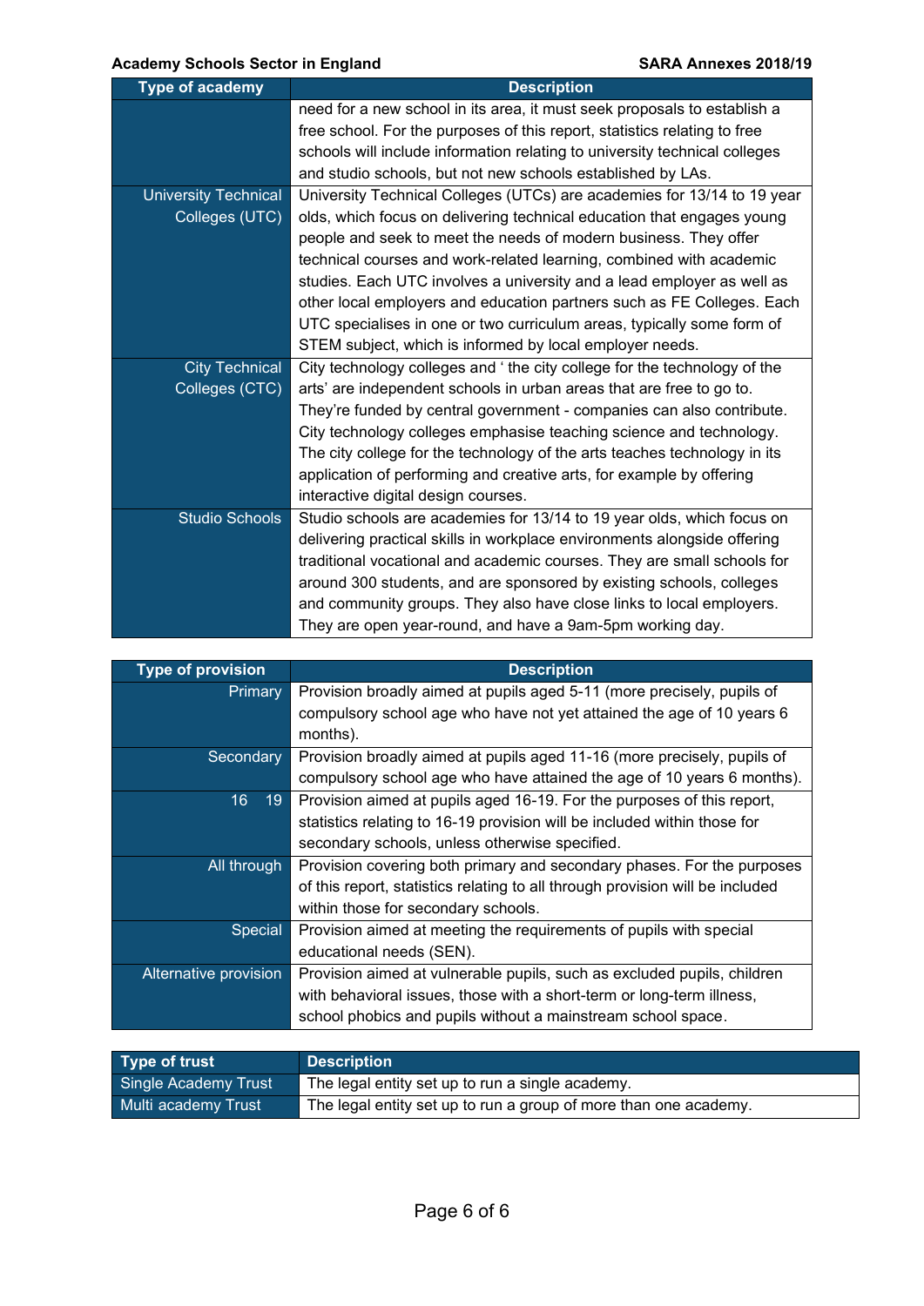| Type of academy | Description |
|---|---|
| | need for a new school in its area, it must seek proposals to establish a free school. For the purposes of this report, statistics relating to free schools will include information relating to university technical colleges and studio schools, but not new schools established by LAs. |
| University Technical Colleges (UTC) | University Technical Colleges (UTCs) are academies for 13/14 to 19 year olds, which focus on delivering technical education that engages young people and seek to meet the needs of modern business. They offer technical courses and work-related learning, combined with academic studies. Each UTC involves a university and a lead employer as well as other local employers and education partners such as FE Colleges. Each UTC specialises in one or two curriculum areas, typically some form of STEM subject, which is informed by local employer needs. |
| City Technical Colleges (CTC) | City technology colleges and ' the city college for the technology of the arts' are independent schools in urban areas that are free to go to. They're funded by central government - companies can also contribute. City technology colleges emphasise teaching science and technology. The city college for the technology of the arts teaches technology in its application of performing and creative arts, for example by offering interactive digital design courses. |
| Studio Schools | Studio schools are academies for 13/14 to 19 year olds, which focus on delivering practical skills in workplace environments alongside offering traditional vocational and academic courses. They are small schools for around 300 students, and are sponsored by existing schools, colleges and community groups. They also have close links to local employers. They are open year-round, and have a 9am-5pm working day. |

| Type of provision | Description |
|---|---|
| Primary | Provision broadly aimed at pupils aged 5-11 (more precisely, pupils of compulsory school age who have not yet attained the age of 10 years 6 months). |
| Secondary | Provision broadly aimed at pupils aged 11-16 (more precisely, pupils of compulsory school age who have attained the age of 10 years 6 months). |
| 16 19 | Provision aimed at pupils aged 16-19. For the purposes of this report, statistics relating to 16-19 provision will be included within those for secondary schools, unless otherwise specified. |
| All through | Provision covering both primary and secondary phases. For the purposes of this report, statistics relating to all through provision will be included within those for secondary schools. |
| Special | Provision aimed at meeting the requirements of pupils with special educational needs (SEN). |
| Alternative provision | Provision aimed at vulnerable pupils, such as excluded pupils, children with behavioral issues, those with a short-term or long-term illness, school phobics and pupils without a mainstream school space. |

| Type of trust | Description |
|---|---|
| Single Academy Trust | The legal entity set up to run a single academy. |
| Multi academy Trust | The legal entity set up to run a group of more than one academy. |